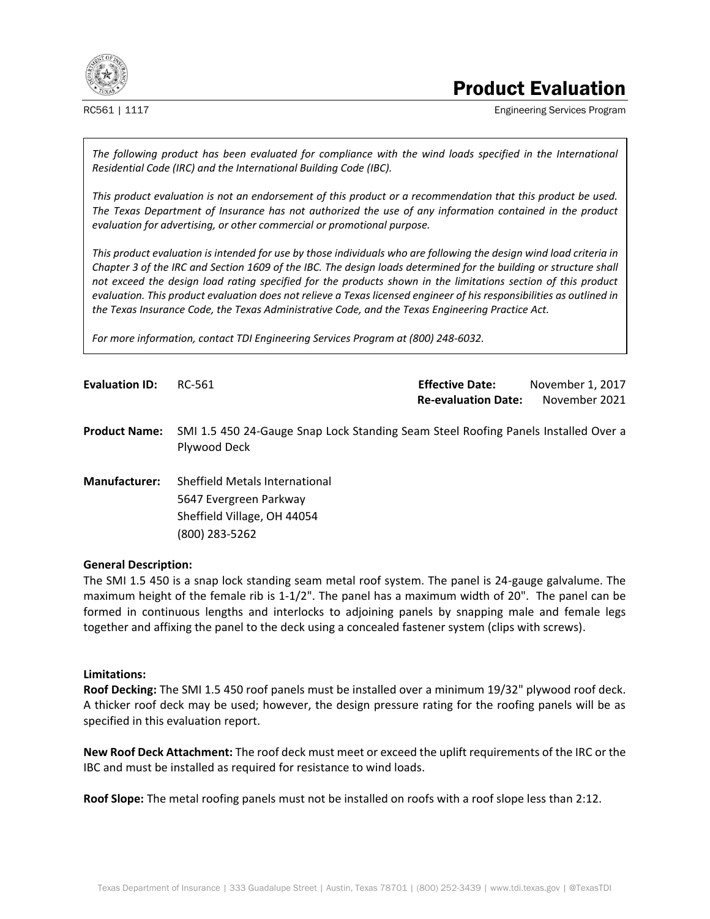# Product Evaluation

RC561 | 1117

Engineering Services Program

*The following product has been evaluated for compliance with the wind loads specified in the International Residential Code (IRC) and the International Building Code (IBC).*

*This product evaluation is not an endorsement of this product or a recommendation that this product be used. The Texas Department of Insurance has not authorized the use of any information contained in the product evaluation for advertising, or other commercial or promotional purpose.*

*This product evaluation is intended for use by those individuals who are following the design wind load criteria in Chapter 3 of the IRC and Section 1609 of the IBC. The design loads determined for the building or structure shall not exceed the design load rating specified for the products shown in the limitations section of this product evaluation. This product evaluation does not relieve a Texas licensed engineer of his responsibilities as outlined in the Texas Insurance Code, the Texas Administrative Code, and the Texas Engineering Practice Act.*

*For more information, contact TDI Engineering Services Program at (800) 248-6032.*

**Evaluation ID:** RC-561

**Effective Date:** November 1, 2017
**Re-evaluation Date:** November 2021

**Product Name:** SMI 1.5 450 24-Gauge Snap Lock Standing Seam Steel Roofing Panels Installed Over a Plywood Deck

**Manufacturer:** Sheffield Metals International
5647 Evergreen Parkway
Sheffield Village, OH 44054
(800) 283-5262

**General Description:**
The SMI 1.5 450 is a snap lock standing seam metal roof system. The panel is 24-gauge galvalume. The maximum height of the female rib is 1-1/2". The panel has a maximum width of 20". The panel can be formed in continuous lengths and interlocks to adjoining panels by snapping male and female legs together and affixing the panel to the deck using a concealed fastener system (clips with screws).

**Limitations:**
**Roof Decking:** The SMI 1.5 450 roof panels must be installed over a minimum 19/32" plywood roof deck. A thicker roof deck may be used; however, the design pressure rating for the roofing panels will be as specified in this evaluation report.

**New Roof Deck Attachment:** The roof deck must meet or exceed the uplift requirements of the IRC or the IBC and must be installed as required for resistance to wind loads.

**Roof Slope:** The metal roofing panels must not be installed on roofs with a roof slope less than 2:12.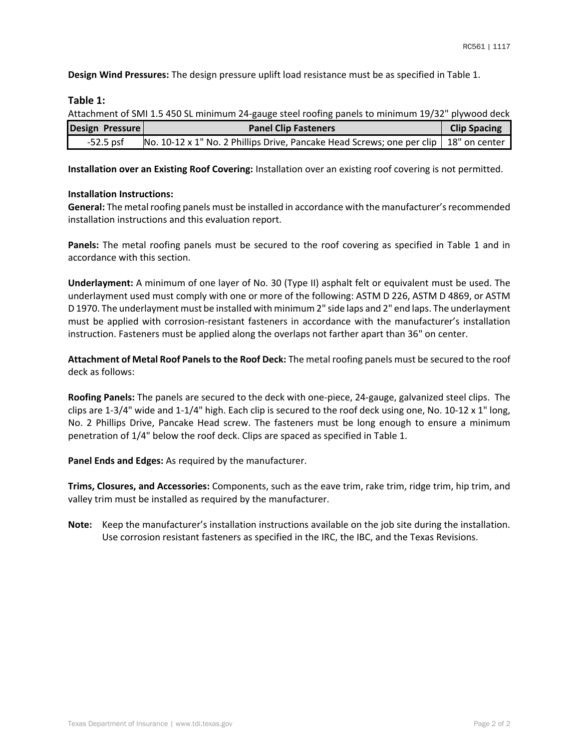**Design Wind Pressures:** The design pressure uplift load resistance must be as specified in Table 1.

### Table 1:

Attachment of SMI 1.5 450 SL minimum 24-gauge steel roofing panels to minimum 19/32" plywood deck

| Design Pressure | Panel Clip Fasteners | Clip Spacing |
|---|---|---|
| -52.5 psf | No. 10-12 x 1" No. 2 Phillips Drive, Pancake Head Screws; one per clip | 18" on center |

**Installation over an Existing Roof Covering:** Installation over an existing roof covering is not permitted.

**Installation Instructions:**

**General:** The metal roofing panels must be installed in accordance with the manufacturer's recommended installation instructions and this evaluation report.

**Panels:** The metal roofing panels must be secured to the roof covering as specified in Table 1 and in accordance with this section.

**Underlayment:** A minimum of one layer of No. 30 (Type II) asphalt felt or equivalent must be used. The underlayment used must comply with one or more of the following: ASTM D 226, ASTM D 4869, or ASTM D 1970. The underlayment must be installed with minimum 2" side laps and 2" end laps. The underlayment must be applied with corrosion-resistant fasteners in accordance with the manufacturer's installation instruction. Fasteners must be applied along the overlaps not farther apart than 36" on center.

**Attachment of Metal Roof Panels to the Roof Deck:** The metal roofing panels must be secured to the roof deck as follows:

**Roofing Panels:** The panels are secured to the deck with one-piece, 24-gauge, galvanized steel clips. The clips are 1-3/4" wide and 1-1/4" high. Each clip is secured to the roof deck using one, No. 10-12 x 1" long, No. 2 Phillips Drive, Pancake Head screw. The fasteners must be long enough to ensure a minimum penetration of 1/4" below the roof deck. Clips are spaced as specified in Table 1.

**Panel Ends and Edges:** As required by the manufacturer.

**Trims, Closures, and Accessories:** Components, such as the eave trim, rake trim, ridge trim, hip trim, and valley trim must be installed as required by the manufacturer.

**Note:** Keep the manufacturer's installation instructions available on the job site during the installation. Use corrosion resistant fasteners as specified in the IRC, the IBC, and the Texas Revisions.